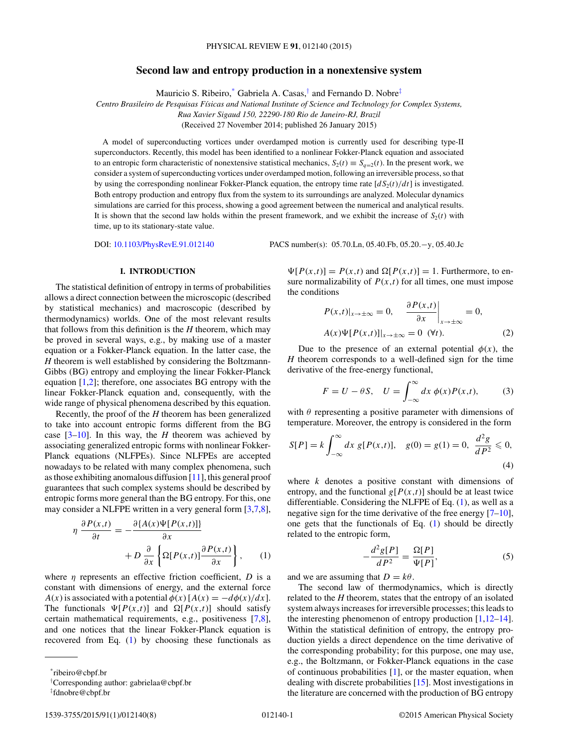# Second law and entropy production in a nonextensive system

Mauricio S. Ribeiro,* Gabriela A. Casas,† and Fernando D. Nobre‡

*Centro Brasileiro de Pesquisas Físicas and National Institute of Science and Technology for Complex Systems, Rua Xavier Sigaud 150, 22290-180 Rio de Janeiro-RJ, Brazil*

(Received 27 November 2014; published 26 January 2015)

A model of superconducting vortices under overdamped motion is currently used for describing type-II superconductors. Recently, this model has been identified to a nonlinear Fokker-Planck equation and associated to an entropic form characteristic of nonextensive statistical mechanics, $S_2(t) \equiv S_{q=2}(t)$. In the present work, we consider a system of superconducting vortices under overdamped motion, following an irreversible process, so that by using the corresponding nonlinear Fokker-Planck equation, the entropy time rate $[dS_2(t)/dt]$ is investigated. Both entropy production and entropy flux from the system to its surroundings are analyzed. Molecular dynamics simulations are carried for this process, showing a good agreement between the numerical and analytical results. It is shown that the second law holds within the present framework, and we exhibit the increase of $S_2(t)$ with time, up to its stationary-state value.

DOI: 10.1103/PhysRevE.91.012140    PACS number(s): 05.70.Ln, 05.40.Fb, 05.20.−y, 05.40.Jc

## I. INTRODUCTION

The statistical definition of entropy in terms of probabilities allows a direct connection between the microscopic (described by statistical mechanics) and macroscopic (described by thermodynamics) worlds. One of the most relevant results that follows from this definition is the $H$ theorem, which may be proved in several ways, e.g., by making use of a master equation or a Fokker-Planck equation. In the latter case, the $H$ theorem is well established by considering the Boltzmann-Gibbs (BG) entropy and employing the linear Fokker-Planck equation [1,2]; therefore, one associates BG entropy with the linear Fokker-Planck equation and, consequently, with the wide range of physical phenomena described by this equation.

Recently, the proof of the $H$ theorem has been generalized to take into account entropic forms different from the BG case [3–10]. In this way, the $H$ theorem was achieved by associating generalized entropic forms with nonlinear Fokker-Planck equations (NLFPEs). Since NLFPEs are accepted nowadays to be related with many complex phenomena, such as those exhibiting anomalous diffusion [11], this general proof guarantees that such complex systems should be described by entropic forms more general than the BG entropy. For this, one may consider a NLFPE written in a very general form [3,7,8],

$$\eta \frac{\partial P(x,t)}{\partial t} = -\frac{\partial \{A(x)\Psi[P(x,t)]\}}{\partial x} + D\frac{\partial}{\partial x}\left\{\Omega[P(x,t)]\frac{\partial P(x,t)}{\partial x}\right\}, \qquad (1)$$

where $\eta$ represents an effective friction coefficient, $D$ is a constant with dimensions of energy, and the external force $A(x)$ is associated with a potential $\phi(x)$ $[A(x) = -d\phi(x)/dx]$. The functionals $\Psi[P(x,t)]$ and $\Omega[P(x,t)]$ should satisfy certain mathematical requirements, e.g., positiveness [7,8], and one notices that the linear Fokker-Planck equation is recovered from Eq. (1) by choosing these functionals as $\Psi[P(x,t)] = P(x,t)$ and $\Omega[P(x,t)] = 1$. Furthermore, to ensure normalizability of $P(x,t)$ for all times, one must impose the conditions

$$P(x,t)|_{x\to\pm\infty} = 0, \quad \left.\frac{\partial P(x,t)}{\partial x}\right|_{x\to\pm\infty} = 0,$$
$$A(x)\Psi[P(x,t)]|_{x\to\pm\infty} = 0 \ \ (\forall t). \qquad (2)$$

Due to the presence of an external potential $\phi(x)$, the $H$ theorem corresponds to a well-defined sign for the time derivative of the free-energy functional,

$$F = U - \theta S, \quad U = \int_{-\infty}^{\infty} dx\ \phi(x)P(x,t), \qquad (3)$$

with $\theta$ representing a positive parameter with dimensions of temperature. Moreover, the entropy is considered in the form

$$S[P] = k\int_{-\infty}^{\infty} dx\ g[P(x,t)], \quad g(0) = g(1) = 0, \ \ \frac{d^2 g}{dP^2} \leqslant 0, \qquad (4)$$

where $k$ denotes a positive constant with dimensions of entropy, and the functional $g[P(x,t)]$ should be at least twice differentiable. Considering the NLFPE of Eq. (1), as well as a negative sign for the time derivative of the free energy [7–10], one gets that the functionals of Eq. (1) should be directly related to the entropic form,

$$-\frac{d^2 g[P]}{dP^2} = \frac{\Omega[P]}{\Psi[P]}, \qquad (5)$$

and we are assuming that $D = k\theta$.

The second law of thermodynamics, which is directly related to the $H$ theorem, states that the entropy of an isolated system always increases for irreversible processes; this leads to the interesting phenomenon of entropy production [1,12–14]. Within the statistical definition of entropy, the entropy production yields a direct dependence on the time derivative of the corresponding probability; for this purpose, one may use, e.g., the Boltzmann, or Fokker-Planck equations in the case of continuous probabilities [1], or the master equation, when dealing with discrete probabilities [15]. Most investigations in the literature are concerned with the production of BG entropy

*ribeiro@cbpf.br
†Corresponding author: gabrielaa@cbpf.br
‡fdnobre@cbpf.br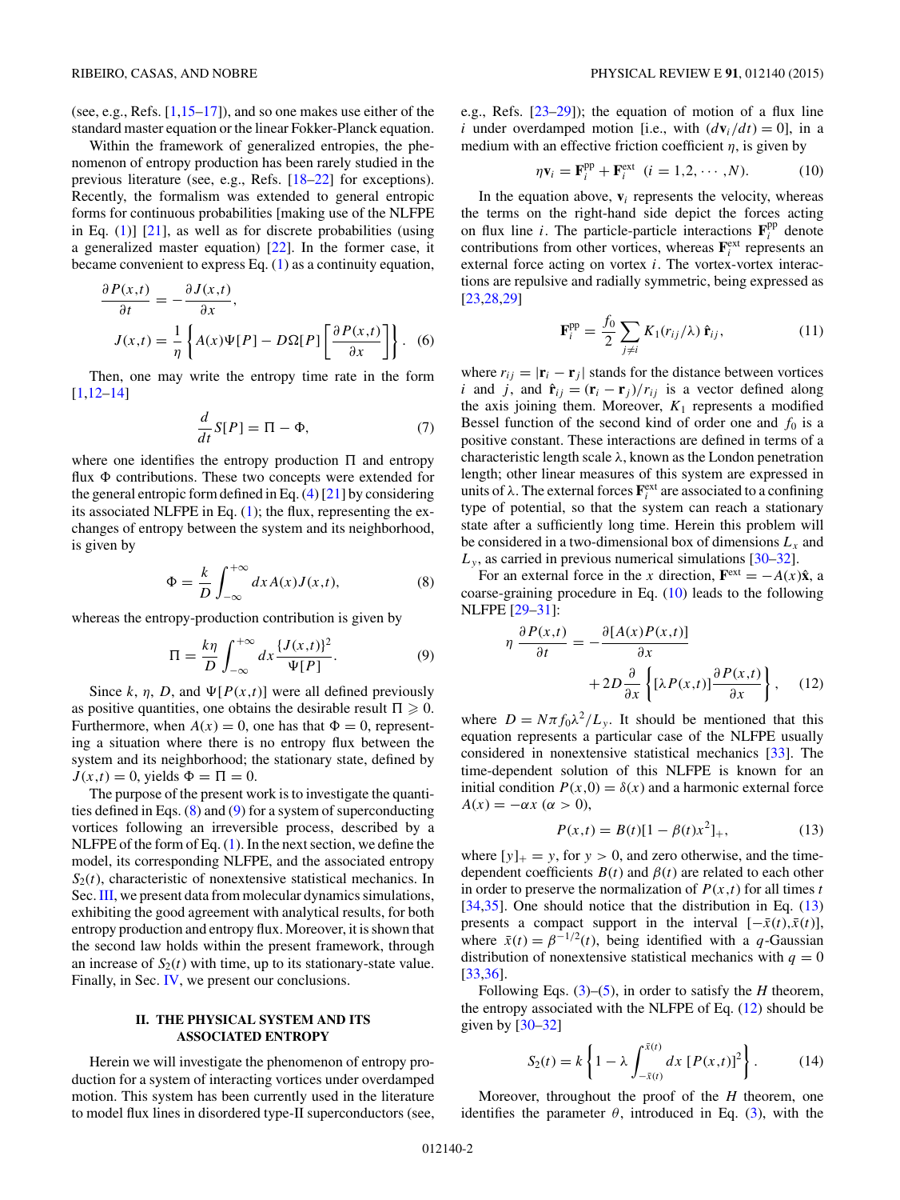(see, e.g., Refs. [1,15–17]), and so one makes use either of the standard master equation or the linear Fokker-Planck equation.

Within the framework of generalized entropies, the phenomenon of entropy production has been rarely studied in the previous literature (see, e.g., Refs. [18–22] for exceptions). Recently, the formalism was extended to general entropic forms for continuous probabilities [making use of the NLFPE in Eq. (1)] [21], as well as for discrete probabilities (using a generalized master equation) [22]. In the former case, it became convenient to express Eq. (1) as a continuity equation,

$$\frac{\partial P(x,t)}{\partial t} = -\frac{\partial J(x,t)}{\partial x},$$
$$J(x,t) = \frac{1}{\eta}\left\{A(x)\Psi[P] - D\Omega[P]\left[\frac{\partial P(x,t)}{\partial x}\right]\right\}. \quad (6)$$

Then, one may write the entropy time rate in the form [1,12–14]

$$\frac{d}{dt}S[P] = \Pi - \Phi, \quad (7)$$

where one identifies the entropy production $\Pi$ and entropy flux $\Phi$ contributions. These two concepts were extended for the general entropic form defined in Eq. (4) [21] by considering its associated NLFPE in Eq. (1); the flux, representing the exchanges of entropy between the system and its neighborhood, is given by

$$\Phi = \frac{k}{D}\int_{-\infty}^{+\infty} dx\, A(x)J(x,t), \quad (8)$$

whereas the entropy-production contribution is given by

$$\Pi = \frac{k\eta}{D}\int_{-\infty}^{+\infty} dx\, \frac{\{J(x,t)\}^2}{\Psi[P]}. \quad (9)$$

Since $k$, $\eta$, $D$, and $\Psi[P(x,t)]$ were all defined previously as positive quantities, one obtains the desirable result $\Pi \geqslant 0$. Furthermore, when $A(x) = 0$, one has that $\Phi = 0$, representing a situation where there is no entropy flux between the system and its neighborhood; the stationary state, defined by $J(x,t) = 0$, yields $\Phi = \Pi = 0$.

The purpose of the present work is to investigate the quantities defined in Eqs. (8) and (9) for a system of superconducting vortices following an irreversible process, described by a NLFPE of the form of Eq. (1). In the next section, we define the model, its corresponding NLFPE, and the associated entropy $S_2(t)$, characteristic of nonextensive statistical mechanics. In Sec. III, we present data from molecular dynamics simulations, exhibiting the good agreement with analytical results, for both entropy production and entropy flux. Moreover, it is shown that the second law holds within the present framework, through an increase of $S_2(t)$ with time, up to its stationary-state value. Finally, in Sec. IV, we present our conclusions.

## II. THE PHYSICAL SYSTEM AND ITS ASSOCIATED ENTROPY

Herein we will investigate the phenomenon of entropy production for a system of interacting vortices under overdamped motion. This system has been currently used in the literature to model flux lines in disordered type-II superconductors (see, e.g., Refs. [23–29]); the equation of motion of a flux line $i$ under overdamped motion [i.e., with $(d\mathbf{v}_i/dt) = 0$], in a medium with an effective friction coefficient $\eta$, is given by

$$\eta\mathbf{v}_i = \mathbf{F}_i^{\text{pp}} + \mathbf{F}_i^{\text{ext}} \quad (i = 1,2,\cdots,N). \quad (10)$$

In the equation above, $\mathbf{v}_i$ represents the velocity, whereas the terms on the right-hand side depict the forces acting on flux line $i$. The particle-particle interactions $\mathbf{F}_i^{\text{pp}}$ denote contributions from other vortices, whereas $\mathbf{F}_i^{\text{ext}}$ represents an external force acting on vortex $i$. The vortex-vortex interactions are repulsive and radially symmetric, being expressed as [23,28,29]

$$\mathbf{F}_i^{\text{pp}} = \frac{f_0}{2}\sum_{j\neq i} K_1(r_{ij}/\lambda)\,\hat{\mathbf{r}}_{ij}, \quad (11)$$

where $r_{ij} = |\mathbf{r}_i - \mathbf{r}_j|$ stands for the distance between vortices $i$ and $j$, and $\hat{\mathbf{r}}_{ij} = (\mathbf{r}_i - \mathbf{r}_j)/r_{ij}$ is a vector defined along the axis joining them. Moreover, $K_1$ represents a modified Bessel function of the second kind of order one and $f_0$ is a positive constant. These interactions are defined in terms of a characteristic length scale $\lambda$, known as the London penetration length; other linear measures of this system are expressed in units of $\lambda$. The external forces $\mathbf{F}_i^{\text{ext}}$ are associated to a confining type of potential, so that the system can reach a stationary state after a sufficiently long time. Herein this problem will be considered in a two-dimensional box of dimensions $L_x$ and $L_y$, as carried in previous numerical simulations [30–32].

For an external force in the $x$ direction, $\mathbf{F}^{\text{ext}} = -A(x)\hat{\mathbf{x}}$, a coarse-graining procedure in Eq. (10) leads to the following NLFPE [29–31]:

$$\eta\,\frac{\partial P(x,t)}{\partial t} = -\frac{\partial[A(x)P(x,t)]}{\partial x} + 2D\frac{\partial}{\partial x}\left\{[\lambda P(x,t)]\frac{\partial P(x,t)}{\partial x}\right\}, \quad (12)$$

where $D = N\pi f_0\lambda^2/L_y$. It should be mentioned that this equation represents a particular case of the NLFPE usually considered in nonextensive statistical mechanics [33]. The time-dependent solution of this NLFPE is known for an initial condition $P(x,0) = \delta(x)$ and a harmonic external force $A(x) = -\alpha x$ $(\alpha > 0)$,

$$P(x,t) = B(t)[1 - \beta(t)x^2]_+, \quad (13)$$

where $[y]_+ = y$, for $y > 0$, and zero otherwise, and the time-dependent coefficients $B(t)$ and $\beta(t)$ are related to each other in order to preserve the normalization of $P(x,t)$ for all times $t$ [34,35]. One should notice that the distribution in Eq. (13) presents a compact support in the interval $[-\bar{x}(t),\bar{x}(t)]$, where $\bar{x}(t) = \beta^{-1/2}(t)$, being identified with a $q$-Gaussian distribution of nonextensive statistical mechanics with $q = 0$ [33,36].

Following Eqs. (3)–(5), in order to satisfy the $H$ theorem, the entropy associated with the NLFPE of Eq. (12) should be given by [30–32]

$$S_2(t) = k\left\{1 - \lambda\int_{-\bar{x}(t)}^{\bar{x}(t)} dx\,[P(x,t)]^2\right\}. \quad (14)$$

Moreover, throughout the proof of the $H$ theorem, one identifies the parameter $\theta$, introduced in Eq. (3), with the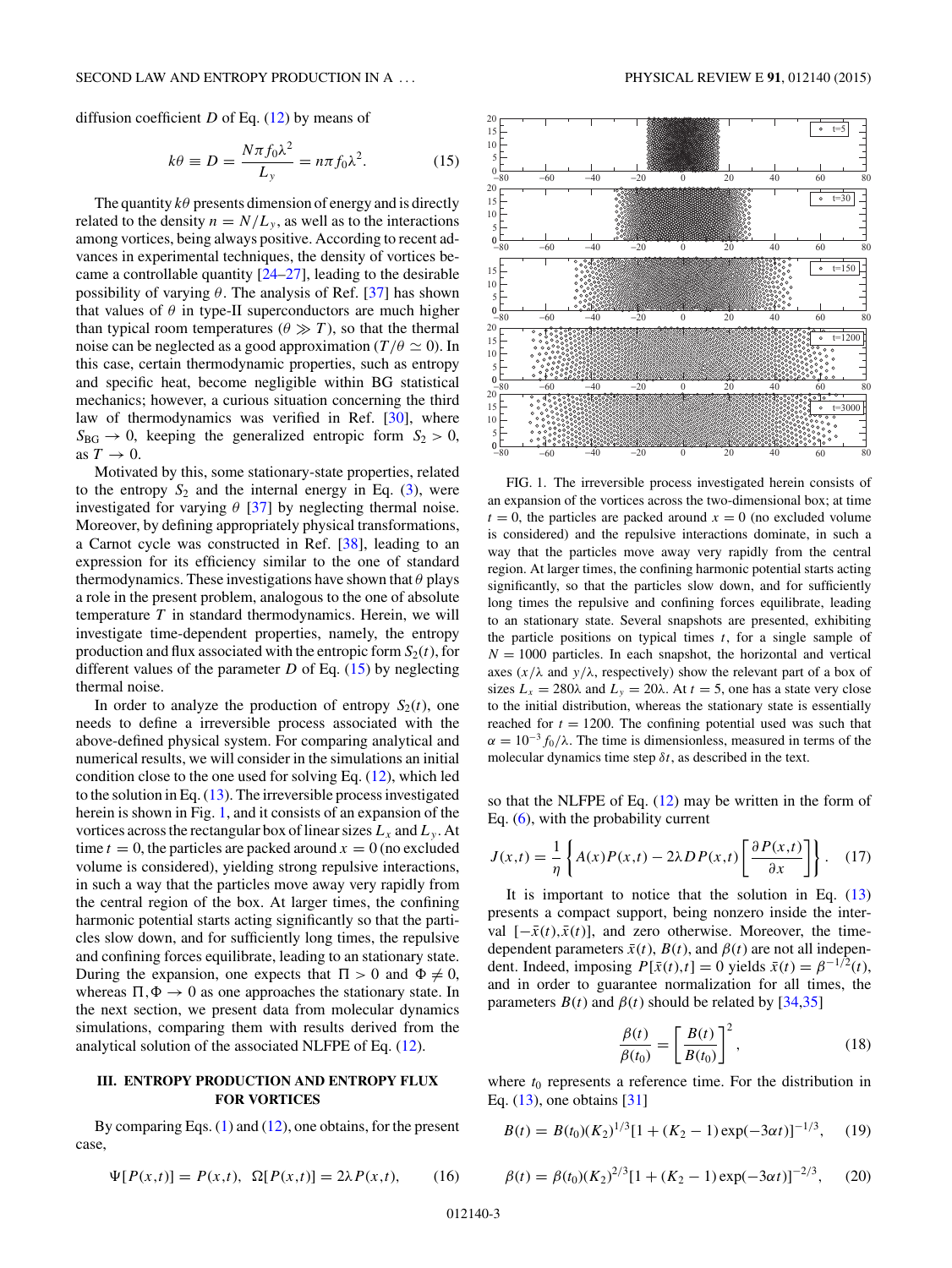diffusion coefficient $D$ of Eq. (12) by means of

$$k\theta \equiv D = \frac{N\pi f_0 \lambda^2}{L_y} = n\pi f_0 \lambda^2. \tag{15}$$

The quantity $k\theta$ presents dimension of energy and is directly related to the density $n = N/L_y$, as well as to the interactions among vortices, being always positive. According to recent advances in experimental techniques, the density of vortices became a controllable quantity [24–27], leading to the desirable possibility of varying $\theta$. The analysis of Ref. [37] has shown that values of $\theta$ in type-II superconductors are much higher than typical room temperatures ($\theta \gg T$), so that the thermal noise can be neglected as a good approximation ($T/\theta \simeq 0$). In this case, certain thermodynamic properties, such as entropy and specific heat, become negligible within BG statistical mechanics; however, a curious situation concerning the third law of thermodynamics was verified in Ref. [30], where $S_{\rm BG} \to 0$, keeping the generalized entropic form $S_2 > 0$, as $T \to 0$.

Motivated by this, some stationary-state properties, related to the entropy $S_2$ and the internal energy in Eq. (3), were investigated for varying $\theta$ [37] by neglecting thermal noise. Moreover, by defining appropriately physical transformations, a Carnot cycle was constructed in Ref. [38], leading to an expression for its efficiency similar to the one of standard thermodynamics. These investigations have shown that $\theta$ plays a role in the present problem, analogous to the one of absolute temperature $T$ in standard thermodynamics. Herein, we will investigate time-dependent properties, namely, the entropy production and flux associated with the entropic form $S_2(t)$, for different values of the parameter $D$ of Eq. (15) by neglecting thermal noise.

In order to analyze the production of entropy $S_2(t)$, one needs to define a irreversible process associated with the above-defined physical system. For comparing analytical and numerical results, we will consider in the simulations an initial condition close to the one used for solving Eq. (12), which led to the solution in Eq. (13). The irreversible process investigated herein is shown in Fig. 1, and it consists of an expansion of the vortices across the rectangular box of linear sizes $L_x$ and $L_y$. At time $t = 0$, the particles are packed around $x = 0$ (no excluded volume is considered), yielding strong repulsive interactions, in such a way that the particles move away very rapidly from the central region of the box. At larger times, the confining harmonic potential starts acting significantly so that the particles slow down, and for sufficiently long times, the repulsive and confining forces equilibrate, leading to an stationary state. During the expansion, one expects that $\Pi > 0$ and $\Phi \neq 0$, whereas $\Pi, \Phi \to 0$ as one approaches the stationary state. In the next section, we present data from molecular dynamics simulations, comparing them with results derived from the analytical solution of the associated NLFPE of Eq. (12).

FIG. 1. The irreversible process investigated herein consists of an expansion of the vortices across the two-dimensional box; at time $t = 0$, the particles are packed around $x = 0$ (no excluded volume is considered) and the repulsive interactions dominate, in such a way that the particles move away very rapidly from the central region. At larger times, the confining harmonic potential starts acting significantly, so that the particles slow down, and for sufficiently long times the repulsive and confining forces equilibrate, leading to an stationary state. Several snapshots are presented, exhibiting the particle positions on typical times $t$, for a single sample of $N = 1000$ particles. In each snapshot, the horizontal and vertical axes ($x/\lambda$ and $y/\lambda$, respectively) show the relevant part of a box of sizes $L_x = 280\lambda$ and $L_y = 20\lambda$. At $t = 5$, one has a state very close to the initial distribution, whereas the stationary state is essentially reached for $t = 1200$. The confining potential used was such that $\alpha = 10^{-3} f_0/\lambda$. The time is dimensionless, measured in terms of the molecular dynamics time step $\delta t$, as described in the text.

## III. ENTROPY PRODUCTION AND ENTROPY FLUX FOR VORTICES

By comparing Eqs. (1) and (12), one obtains, for the present case,

$$\Psi[P(x,t)] = P(x,t), \quad \Omega[P(x,t)] = 2\lambda P(x,t), \tag{16}$$

so that the NLFPE of Eq. (12) may be written in the form of Eq. (6), with the probability current

$$J(x,t) = \frac{1}{\eta}\left\{A(x)P(x,t) - 2\lambda D P(x,t)\left[\frac{\partial P(x,t)}{\partial x}\right]\right\}. \tag{17}$$

It is important to notice that the solution in Eq. (13) presents a compact support, being nonzero inside the interval $[-\bar{x}(t), \bar{x}(t)]$, and zero otherwise. Moreover, the time-dependent parameters $\bar{x}(t)$, $B(t)$, and $\beta(t)$ are not all independent. Indeed, imposing $P[\bar{x}(t),t] = 0$ yields $\bar{x}(t) = \beta^{-1/2}(t)$, and in order to guarantee normalization for all times, the parameters $B(t)$ and $\beta(t)$ should be related by [34,35]

$$\frac{\beta(t)}{\beta(t_0)} = \left[\frac{B(t)}{B(t_0)}\right]^2, \tag{18}$$

where $t_0$ represents a reference time. For the distribution in Eq. (13), one obtains [31]

$$B(t) = B(t_0)(K_2)^{1/3}[1 + (K_2 - 1)\exp(-3\alpha t)]^{-1/3}, \tag{19}$$

$$\beta(t) = \beta(t_0)(K_2)^{2/3}[1 + (K_2 - 1)\exp(-3\alpha t)]^{-2/3}, \tag{20}$$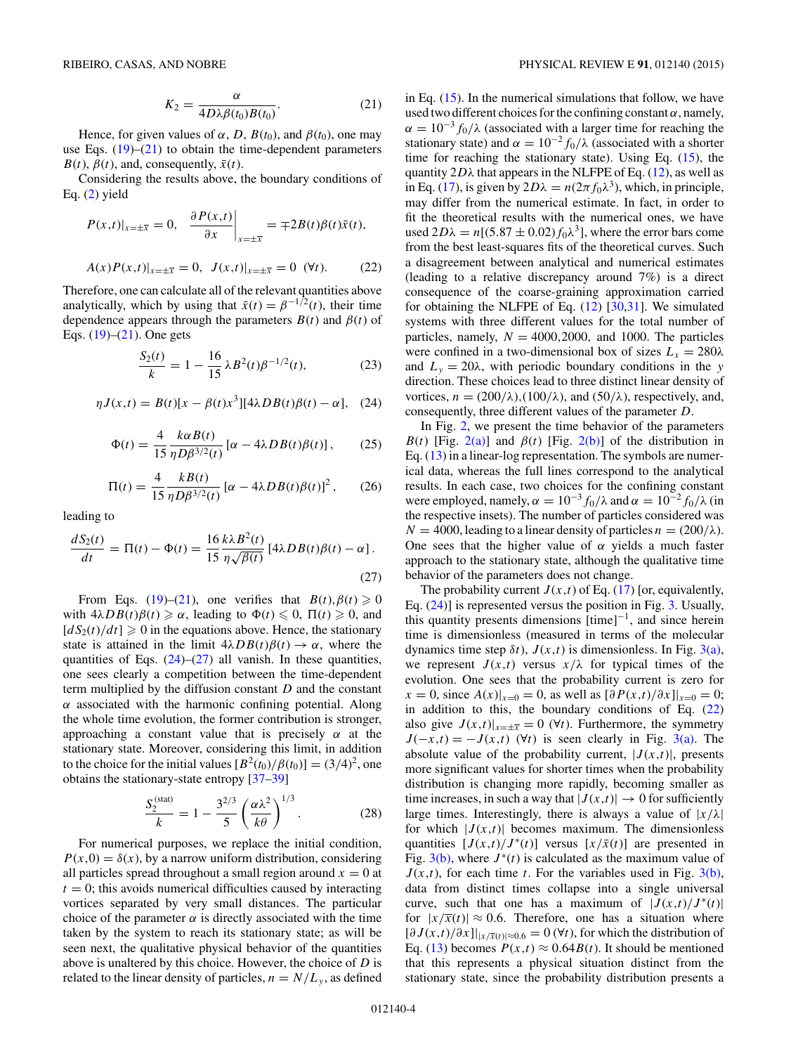$$K_2 = \frac{\alpha}{4D\lambda\beta(t_0)B(t_0)}. \tag{21}$$

Hence, for given values of $\alpha$, $D$, $B(t_0)$, and $\beta(t_0)$, one may use Eqs. (19)–(21) to obtain the time-dependent parameters $B(t)$, $\beta(t)$ and, consequently, $\bar{x}(t)$.

Considering the results above, the boundary conditions of Eq. (2) yield

$$P(x,t)|_{x=\pm\bar{x}} = 0, \quad \left.\frac{\partial P(x,t)}{\partial x}\right|_{x=\pm\bar{x}} = \mp 2B(t)\beta(t)\bar{x}(t),$$

$$A(x)P(x,t)|_{x=\pm\bar{x}} = 0, \quad J(x,t)|_{x=\pm\bar{x}} = 0 \ \ (\forall t). \tag{22}$$

Therefore, one can calculate all of the relevant quantities above analytically, which by using that $\bar{x}(t) = \beta^{-1/2}(t)$, their time dependence appears through the parameters $B(t)$ and $\beta(t)$ of Eqs. (19)–(21). One gets

$$\frac{S_2(t)}{k} = 1 - \frac{16}{15}\lambda B^2(t)\beta^{-1/2}(t), \tag{23}$$

$$\eta J(x,t) = B(t)[x - \beta(t)x^3][4\lambda DB(t)\beta(t) - \alpha], \tag{24}$$

$$\Phi(t) = \frac{4}{15}\frac{k\alpha B(t)}{\eta D\beta^{3/2}(t)}\left[\alpha - 4\lambda DB(t)\beta(t)\right], \tag{25}$$

$$\Pi(t) = \frac{4}{15}\frac{kB(t)}{\eta D\beta^{3/2}(t)}\left[\alpha - 4\lambda DB(t)\beta(t)\right]^2, \tag{26}$$

leading to

$$\frac{dS_2(t)}{dt} = \Pi(t) - \Phi(t) = \frac{16}{15}\frac{k\lambda B^2(t)}{\eta\sqrt{\beta(t)}}\left[4\lambda DB(t)\beta(t) - \alpha\right]. \tag{27}$$

From Eqs. (19)–(21), one verifies that $B(t),\beta(t) \geqslant 0$ with $4\lambda DB(t)\beta(t) \geqslant \alpha$, leading to $\Phi(t) \leqslant 0$, $\Pi(t) \geqslant 0$, and $[dS_2(t)/dt] \geqslant 0$ in the equations above. Hence, the stationary state is attained in the limit $4\lambda DB(t)\beta(t) \to \alpha$, where the quantities of Eqs. (24)–(27) all vanish. In these quantities, one sees clearly a competition between the time-dependent term multiplied by the diffusion constant $D$ and the constant $\alpha$ associated with the harmonic confining potential. Along the whole time evolution, the former contribution is stronger, approaching a constant value that is precisely $\alpha$ at the stationary state. Moreover, considering this limit, in addition to the choice for the initial values $[B^2(t_0)/\beta(t_0)] = (3/4)^2$, one obtains the stationary-state entropy [37–39]

$$\frac{S_2^{(\text{stat})}}{k} = 1 - \frac{3^{2/3}}{5}\left(\frac{\alpha\lambda^2}{k\theta}\right)^{1/3}. \tag{28}$$

For numerical purposes, we replace the initial condition, $P(x,0) = \delta(x)$, by a narrow uniform distribution, considering all particles spread throughout a small region around $x = 0$ at $t = 0$; this avoids numerical difficulties caused by interacting vortices separated by very small distances. The particular choice of the parameter $\alpha$ is directly associated with the time taken by the system to reach its stationary state; as will be seen next, the qualitative physical behavior of the quantities above is unaltered by this choice. However, the choice of $D$ is related to the linear density of particles, $n = N/L_y$, as defined in Eq. (15). In the numerical simulations that follow, we have used two different choices for the confining constant $\alpha$, namely, $\alpha = 10^{-3} f_0/\lambda$ (associated with a larger time for reaching the stationary state) and $\alpha = 10^{-2} f_0/\lambda$ (associated with a shorter time for reaching the stationary state). Using Eq. (15), the quantity $2D\lambda$ that appears in the NLFPE of Eq. (12), as well as in Eq. (17), is given by $2D\lambda = n(2\pi f_0\lambda^3)$, which, in principle, may differ from the numerical estimate. In fact, in order to fit the theoretical results with the numerical ones, we have used $2D\lambda = n[(5.87 \pm 0.02) f_0\lambda^3]$, where the error bars come from the best least-squares fits of the theoretical curves. Such a disagreement between analytical and numerical estimates (leading to a relative discrepancy around 7%) is a direct consequence of the coarse-graining approximation carried for obtaining the NLFPE of Eq. (12) [30,31]. We simulated systems with three different values for the total number of particles, namely, $N = 4000, 2000$, and 1000. The particles were confined in a two-dimensional box of sizes $L_x = 280\lambda$ and $L_y = 20\lambda$, with periodic boundary conditions in the $y$ direction. These choices lead to three distinct linear density of vortices, $n = (200/\lambda), (100/\lambda)$, and $(50/\lambda)$, respectively, and, consequently, three different values of the parameter $D$.

In Fig. 2, we present the time behavior of the parameters $B(t)$ [Fig. 2(a)] and $\beta(t)$ [Fig. 2(b)] of the distribution in Eq. (13) in a linear-log representation. The symbols are numerical data, whereas the full lines correspond to the analytical results. In each case, two choices for the confining constant were employed, namely, $\alpha = 10^{-3} f_0/\lambda$ and $\alpha = 10^{-2} f_0/\lambda$ (in the respective insets). The number of particles considered was $N = 4000$, leading to a linear density of particles $n = (200/\lambda)$. One sees that the higher value of $\alpha$ yields a much faster approach to the stationary state, although the qualitative time behavior of the parameters does not change.

The probability current $J(x,t)$ of Eq. (17) [or, equivalently, Eq. (24)] is represented versus the position in Fig. 3. Usually, this quantity presents dimensions $[\text{time}]^{-1}$, and since herein time is dimensionless (measured in terms of the molecular dynamics time step $\delta t$), $J(x,t)$ is dimensionless. In Fig. 3(a), we represent $J(x,t)$ versus $x/\lambda$ for typical times of the evolution. One sees that the probability current is zero for $x = 0$, since $A(x)|_{x=0} = 0$, as well as $[\partial P(x,t)/\partial x]|_{x=0} = 0$; in addition to this, the boundary conditions of Eq. (22) also give $J(x,t)|_{x=\pm\bar{x}} = 0$ $(\forall t)$. Furthermore, the symmetry $J(-x,t) = -J(x,t)$ $(\forall t)$ is seen clearly in Fig. 3(a). The absolute value of the probability current, $|J(x,t)|$, presents more significant values for shorter times when the probability distribution is changing more rapidly, becoming smaller as time increases, in such a way that $|J(x,t)| \to 0$ for sufficiently large times. Interestingly, there is always a value of $|x/\lambda|$ for which $|J(x,t)|$ becomes maximum. The dimensionless quantities $[J(x,t)/J^*(t)]$ versus $[x/\bar{x}(t)]$ are presented in Fig. 3(b), where $J^*(t)$ is calculated as the maximum value of $J(x,t)$, for each time $t$. For the variables used in Fig. 3(b), data from distinct times collapse into a single universal curve, such that one has a maximum of $|J(x,t)/J^*(t)|$ for $|x/\bar{x}(t)| \approx 0.6$. Therefore, one has a situation where $[\partial J(x,t)/\partial x]|_{|x/\bar{x}(t)|\approx 0.6} = 0$ $(\forall t)$, for which the distribution of Eq. (13) becomes $P(x,t) \approx 0.64B(t)$. It should be mentioned that this represents a physical situation distinct from the stationary state, since the probability distribution presents a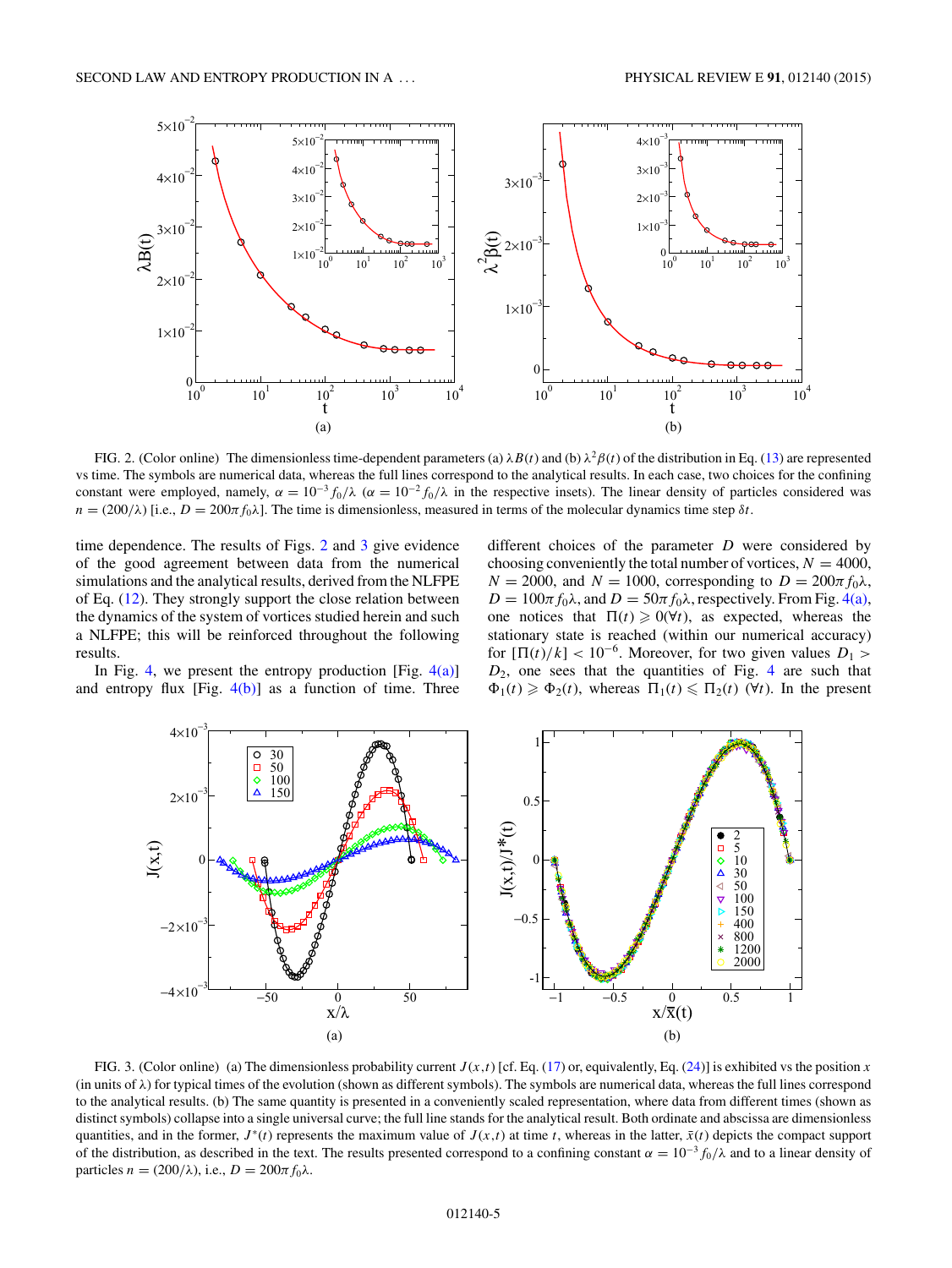FIG. 2. (Color online) The dimensionless time-dependent parameters (a) $\lambda B(t)$ and (b) $\lambda^2 \beta(t)$ of the distribution in Eq. (13) are represented vs time. The symbols are numerical data, whereas the full lines correspond to the analytical results. In each case, two choices for the confining constant were employed, namely, $\alpha = 10^{-3} f_0/\lambda$ ($\alpha = 10^{-2} f_0/\lambda$ in the respective insets). The linear density of particles considered was $n = (200/\lambda)$ [i.e., $D = 200\pi f_0 \lambda$]. The time is dimensionless, measured in terms of the molecular dynamics time step $\delta t$.

time dependence. The results of Figs. 2 and 3 give evidence of the good agreement between data from the numerical simulations and the analytical results, derived from the NLFPE of Eq. (12). They strongly support the close relation between the dynamics of the system of vortices studied herein and such a NLFPE; this will be reinforced throughout the following results.

In Fig. 4, we present the entropy production [Fig. 4(a)] and entropy flux [Fig. 4(b)] as a function of time. Three different choices of the parameter $D$ were considered by choosing conveniently the total number of vortices, $N = 4000$, $N = 2000$, and $N = 1000$, corresponding to $D = 200\pi f_0 \lambda$, $D = 100\pi f_0 \lambda$, and $D = 50\pi f_0 \lambda$, respectively. From Fig. 4(a), one notices that $\Pi(t) \geqslant 0 (\forall t)$, as expected, whereas the stationary state is reached (within our numerical accuracy) for $[\Pi(t)/k] < 10^{-6}$. Moreover, for two given values $D_1 > D_2$, one sees that the quantities of Fig. 4 are such that $\Phi_1(t) \geqslant \Phi_2(t)$, whereas $\Pi_1(t) \leqslant \Pi_2(t)$ $(\forall t)$. In the present

FIG. 3. (Color online) (a) The dimensionless probability current $J(x,t)$ [cf. Eq. (17) or, equivalently, Eq. (24)] is exhibited vs the position $x$ (in units of $\lambda$) for typical times of the evolution (shown as different symbols). The symbols are numerical data, whereas the full lines correspond to the analytical results. (b) The same quantity is presented in a conveniently scaled representation, where data from different times (shown as distinct symbols) collapse into a single universal curve; the full line stands for the analytical result. Both ordinate and abscissa are dimensionless quantities, and in the former, $J^*(t)$ represents the maximum value of $J(x,t)$ at time $t$, whereas in the latter, $\bar{x}(t)$ depicts the compact support of the distribution, as described in the text. The results presented correspond to a confining constant $\alpha = 10^{-3} f_0/\lambda$ and to a linear density of particles $n = (200/\lambda)$, i.e., $D = 200\pi f_0 \lambda$.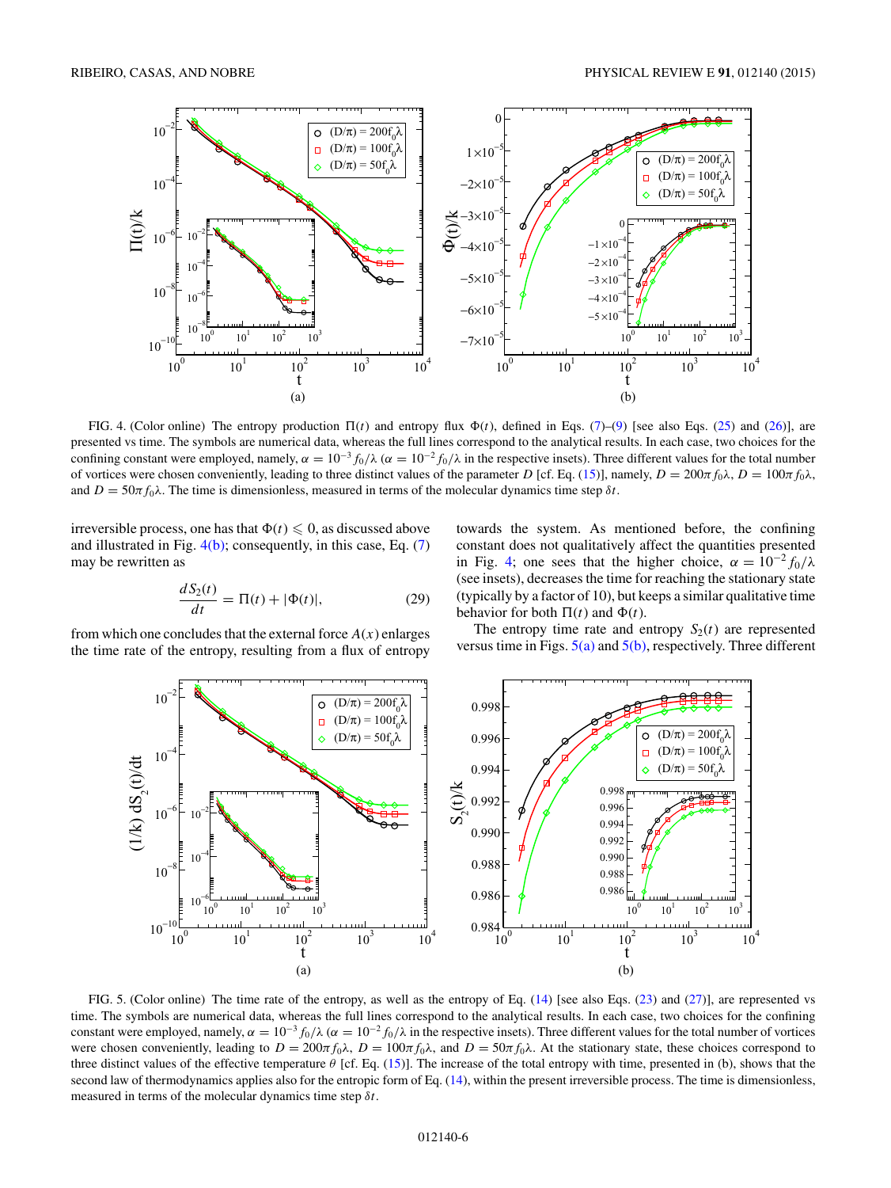FIG. 4. (Color online) The entropy production $\Pi(t)$ and entropy flux $\Phi(t)$, defined in Eqs. (7)–(9) [see also Eqs. (25) and (26)], are presented vs time. The symbols are numerical data, whereas the full lines correspond to the analytical results. In each case, two choices for the confining constant were employed, namely, $\alpha = 10^{-3} f_0/\lambda$ ($\alpha = 10^{-2} f_0/\lambda$ in the respective insets). Three different values for the total number of vortices were chosen conveniently, leading to three distinct values of the parameter $D$ [cf. Eq. (15)], namely, $D = 200\pi f_0 \lambda$, $D = 100\pi f_0 \lambda$, and $D = 50\pi f_0 \lambda$. The time is dimensionless, measured in terms of the molecular dynamics time step $\delta t$.

irreversible process, one has that $\Phi(t) \leqslant 0$, as discussed above and illustrated in Fig. 4(b); consequently, in this case, Eq. (7) may be rewritten as

$$\frac{dS_2(t)}{dt} = \Pi(t) + |\Phi(t)|, \tag{29}$$

from which one concludes that the external force $A(x)$ enlarges the time rate of the entropy, resulting from a flux of entropy towards the system. As mentioned before, the confining constant does not qualitatively affect the quantities presented in Fig. 4; one sees that the higher choice, $\alpha = 10^{-2} f_0/\lambda$ (see insets), decreases the time for reaching the stationary state (typically by a factor of 10), but keeps a similar qualitative time behavior for both $\Pi(t)$ and $\Phi(t)$.

The entropy time rate and entropy $S_2(t)$ are represented versus time in Figs. 5(a) and 5(b), respectively. Three different

FIG. 5. (Color online) The time rate of the entropy, as well as the entropy of Eq. (14) [see also Eqs. (23) and (27)], are represented vs time. The symbols are numerical data, whereas the full lines correspond to the analytical results. In each case, two choices for the confining constant were employed, namely, $\alpha = 10^{-3} f_0/\lambda$ ($\alpha = 10^{-2} f_0/\lambda$ in the respective insets). Three different values for the total number of vortices were chosen conveniently, leading to $D = 200\pi f_0 \lambda$, $D = 100\pi f_0 \lambda$, and $D = 50\pi f_0 \lambda$. At the stationary state, these choices correspond to three distinct values of the effective temperature $\theta$ [cf. Eq. (15)]. The increase of the total entropy with time, presented in (b), shows that the second law of thermodynamics applies also for the entropic form of Eq. (14), within the present irreversible process. The time is dimensionless, measured in terms of the molecular dynamics time step $\delta t$.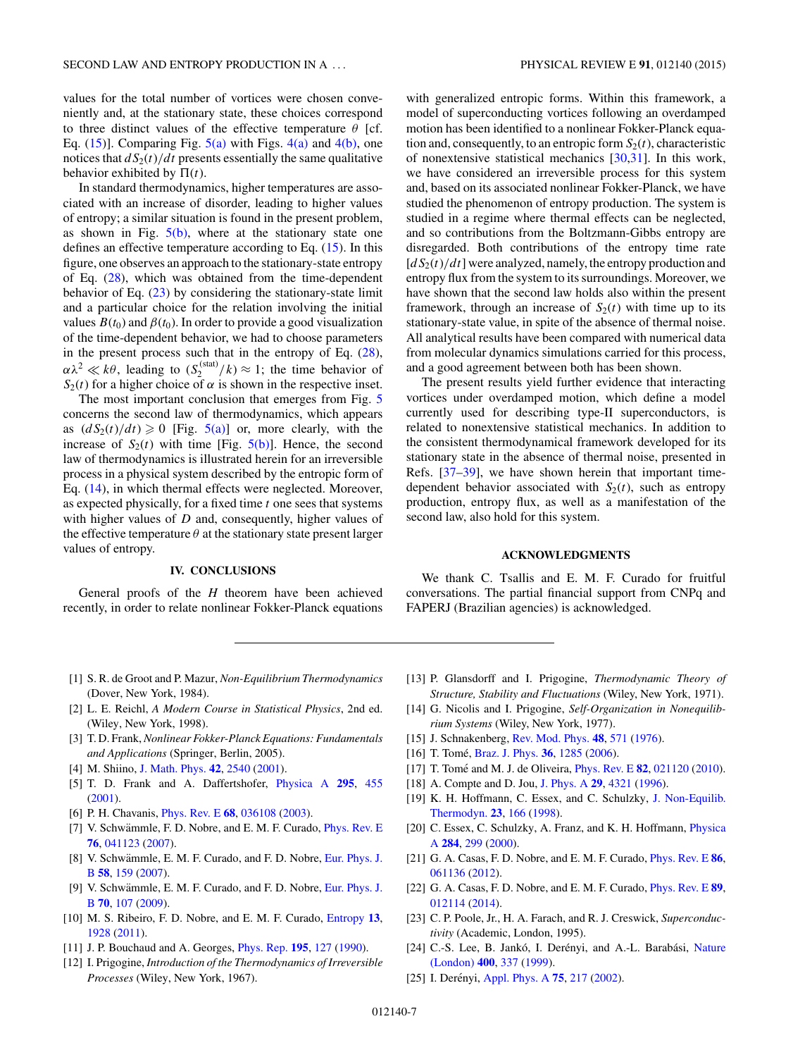values for the total number of vortices were chosen conveniently and, at the stationary state, these choices correspond to three distinct values of the effective temperature $\theta$ [cf. Eq. (15)]. Comparing Fig. 5(a) with Figs. 4(a) and 4(b), one notices that $dS_2(t)/dt$ presents essentially the same qualitative behavior exhibited by $\Pi(t)$.

In standard thermodynamics, higher temperatures are associated with an increase of disorder, leading to higher values of entropy; a similar situation is found in the present problem, as shown in Fig. 5(b), where at the stationary state one defines an effective temperature according to Eq. (15). In this figure, one observes an approach to the stationary-state entropy of Eq. (28), which was obtained from the time-dependent behavior of Eq. (23) by considering the stationary-state limit and a particular choice for the relation involving the initial values $B(t_0)$ and $\beta(t_0)$. In order to provide a good visualization of the time-dependent behavior, we had to choose parameters in the present process such that in the entropy of Eq. (28), $\alpha\lambda^2 \ll k\theta$, leading to $(S_2^{(\text{stat})}/k) \approx 1$; the time behavior of $S_2(t)$ for a higher choice of $\alpha$ is shown in the respective inset.

The most important conclusion that emerges from Fig. 5 concerns the second law of thermodynamics, which appears as $(dS_2(t)/dt) \geqslant 0$ [Fig. 5(a)] or, more clearly, with the increase of $S_2(t)$ with time [Fig. 5(b)]. Hence, the second law of thermodynamics is illustrated herein for an irreversible process in a physical system described by the entropic form of Eq. (14), in which thermal effects were neglected. Moreover, as expected physically, for a fixed time $t$ one sees that systems with higher values of $D$ and, consequently, higher values of the effective temperature $\theta$ at the stationary state present larger values of entropy.

## IV. CONCLUSIONS

General proofs of the $H$ theorem have been achieved recently, in order to relate nonlinear Fokker-Planck equations with generalized entropic forms. Within this framework, a model of superconducting vortices following an overdamped motion has been identified to a nonlinear Fokker-Planck equation and, consequently, to an entropic form $S_2(t)$, characteristic of nonextensive statistical mechanics [30,31]. In this work, we have considered an irreversible process for this system and, based on its associated nonlinear Fokker-Planck, we have studied the phenomenon of entropy production. The system is studied in a regime where thermal effects can be neglected, and so contributions from the Boltzmann-Gibbs entropy are disregarded. Both contributions of the entropy time rate $[dS_2(t)/dt]$ were analyzed, namely, the entropy production and entropy flux from the system to its surroundings. Moreover, we have shown that the second law holds also within the present framework, through an increase of $S_2(t)$ with time up to its stationary-state value, in spite of the absence of thermal noise. All analytical results have been compared with numerical data from molecular dynamics simulations carried for this process, and a good agreement between both has been shown.

The present results yield further evidence that interacting vortices under overdamped motion, which define a model currently used for describing type-II superconductors, is related to nonextensive statistical mechanics. In addition to the consistent thermodynamical framework developed for its stationary state in the absence of thermal noise, presented in Refs. [37–39], we have shown herein that important time-dependent behavior associated with $S_2(t)$, such as entropy production, entropy flux, as well as a manifestation of the second law, also hold for this system.

## ACKNOWLEDGMENTS

We thank C. Tsallis and E. M. F. Curado for fruitful conversations. The partial financial support from CNPq and FAPERJ (Brazilian agencies) is acknowledged.

---

[1] S. R. de Groot and P. Mazur, *Non-Equilibrium Thermodynamics* (Dover, New York, 1984).

[2] L. E. Reichl, *A Modern Course in Statistical Physics*, 2nd ed. (Wiley, New York, 1998).

[3] T. D. Frank, *Nonlinear Fokker-Planck Equations: Fundamentals and Applications* (Springer, Berlin, 2005).

[4] M. Shiino, J. Math. Phys. **42**, 2540 (2001).

[5] T. D. Frank and A. Daffertshofer, Physica A **295**, 455 (2001).

[6] P. H. Chavanis, Phys. Rev. E **68**, 036108 (2003).

[7] V. Schwämmle, F. D. Nobre, and E. M. F. Curado, Phys. Rev. E **76**, 041123 (2007).

[8] V. Schwämmle, E. M. F. Curado, and F. D. Nobre, Eur. Phys. J. B **58**, 159 (2007).

[9] V. Schwämmle, E. M. F. Curado, and F. D. Nobre, Eur. Phys. J. B **70**, 107 (2009).

[10] M. S. Ribeiro, F. D. Nobre, and E. M. F. Curado, Entropy **13**, 1928 (2011).

[11] J. P. Bouchaud and A. Georges, Phys. Rep. **195**, 127 (1990).

[12] I. Prigogine, *Introduction of the Thermodynamics of Irreversible Processes* (Wiley, New York, 1967).

[13] P. Glansdorff and I. Prigogine, *Thermodynamic Theory of Structure, Stability and Fluctuations* (Wiley, New York, 1971).

[14] G. Nicolis and I. Prigogine, *Self-Organization in Nonequilibrium Systems* (Wiley, New York, 1977).

[15] J. Schnakenberg, Rev. Mod. Phys. **48**, 571 (1976).

[16] T. Tomé, Braz. J. Phys. **36**, 1285 (2006).

[17] T. Tomé and M. J. de Oliveira, Phys. Rev. E **82**, 021120 (2010).

[18] A. Compte and D. Jou, J. Phys. A **29**, 4321 (1996).

[19] K. H. Hoffmann, C. Essex, and C. Schulzky, J. Non-Equilib. Thermodyn. **23**, 166 (1998).

[20] C. Essex, C. Schulzky, A. Franz, and K. H. Hoffmann, Physica A **284**, 299 (2000).

[21] G. A. Casas, F. D. Nobre, and E. M. F. Curado, Phys. Rev. E **86**, 061136 (2012).

[22] G. A. Casas, F. D. Nobre, and E. M. F. Curado, Phys. Rev. E **89**, 012114 (2014).

[23] C. P. Poole, Jr., H. A. Farach, and R. J. Creswick, *Superconductivity* (Academic, London, 1995).

[24] C.-S. Lee, B. Jankó, I. Derényi, and A.-L. Barabási, Nature (London) **400**, 337 (1999).

[25] I. Derényi, Appl. Phys. A **75**, 217 (2002).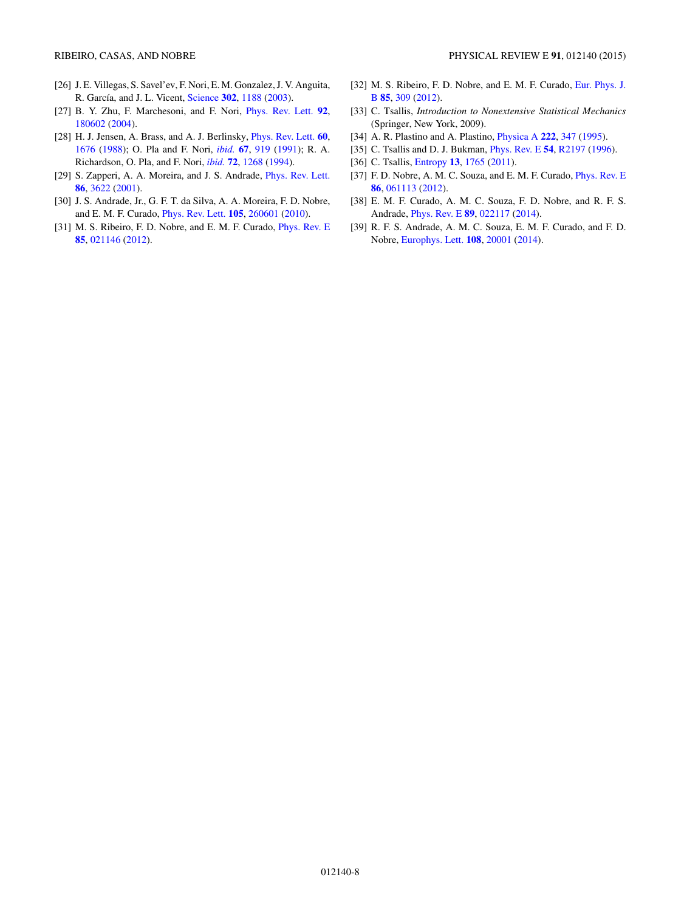[26] J. E. Villegas, S. Savel'ev, F. Nori, E. M. Gonzalez, J. V. Anguita, R. García, and J. L. Vicent, Science **302**, 1188 (2003).

[27] B. Y. Zhu, F. Marchesoni, and F. Nori, Phys. Rev. Lett. **92**, 180602 (2004).

[28] H. J. Jensen, A. Brass, and A. J. Berlinsky, Phys. Rev. Lett. **60**, 1676 (1988); O. Pla and F. Nori, *ibid.* **67**, 919 (1991); R. A. Richardson, O. Pla, and F. Nori, *ibid.* **72**, 1268 (1994).

[29] S. Zapperi, A. A. Moreira, and J. S. Andrade, Phys. Rev. Lett. **86**, 3622 (2001).

[30] J. S. Andrade, Jr., G. F. T. da Silva, A. A. Moreira, F. D. Nobre, and E. M. F. Curado, Phys. Rev. Lett. **105**, 260601 (2010).

[31] M. S. Ribeiro, F. D. Nobre, and E. M. F. Curado, Phys. Rev. E **85**, 021146 (2012).

[32] M. S. Ribeiro, F. D. Nobre, and E. M. F. Curado, Eur. Phys. J. B **85**, 309 (2012).

[33] C. Tsallis, *Introduction to Nonextensive Statistical Mechanics* (Springer, New York, 2009).

[34] A. R. Plastino and A. Plastino, Physica A **222**, 347 (1995).

[35] C. Tsallis and D. J. Bukman, Phys. Rev. E **54**, R2197 (1996).

[36] C. Tsallis, Entropy **13**, 1765 (2011).

[37] F. D. Nobre, A. M. C. Souza, and E. M. F. Curado, Phys. Rev. E **86**, 061113 (2012).

[38] E. M. F. Curado, A. M. C. Souza, F. D. Nobre, and R. F. S. Andrade, Phys. Rev. E **89**, 022117 (2014).

[39] R. F. S. Andrade, A. M. C. Souza, E. M. F. Curado, and F. D. Nobre, Europhys. Lett. **108**, 20001 (2014).